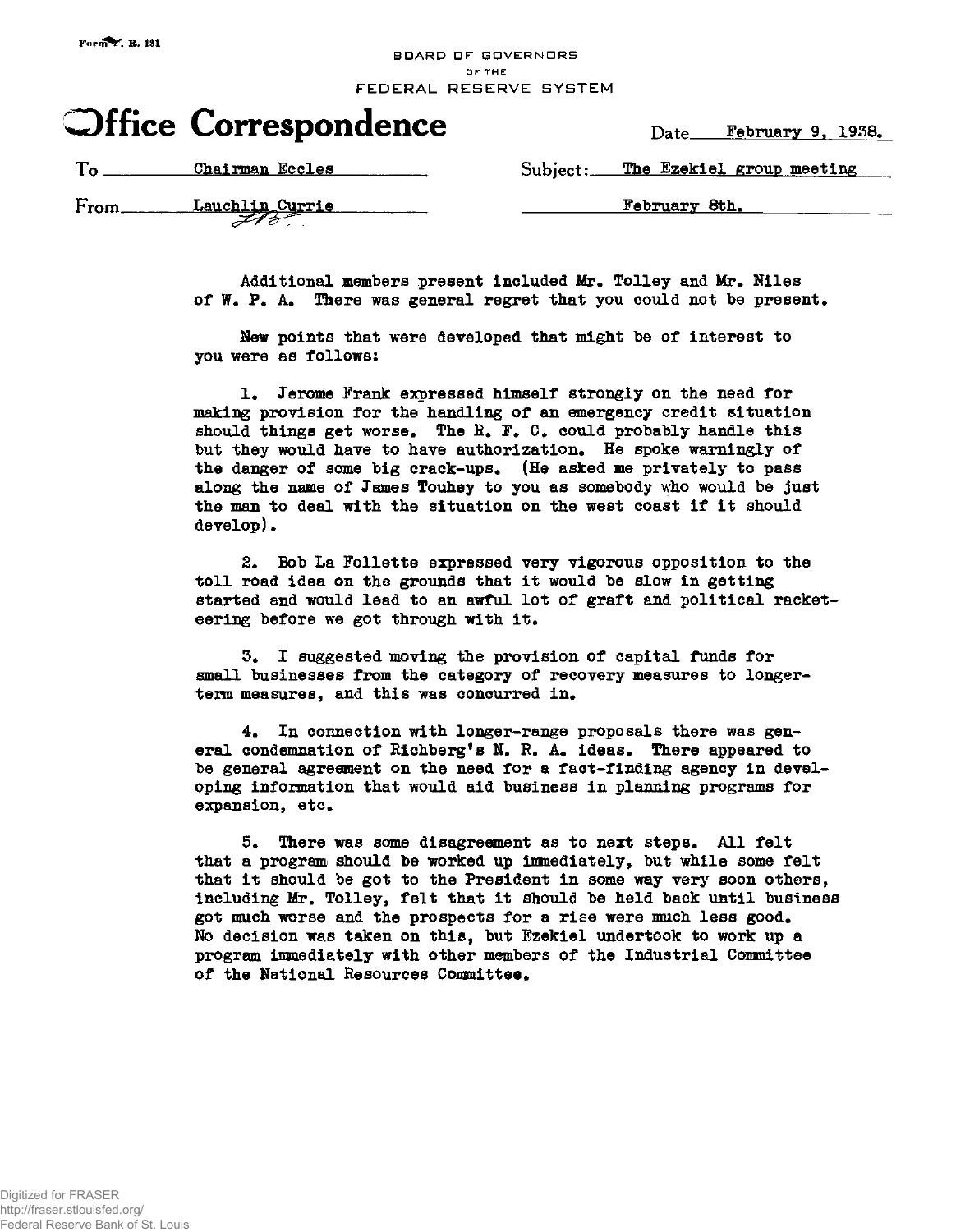Form F. R. 131

BOARD OF GOVERNORS
OF THE
FEDERAL RESERVE SYSTEM

# Office Correspondence

Date February 9, 1938.

To Chairman Eccles

Subject: The Ezekiel group meeting February 8th.

From Lauchlin Currie

Additional members present included Mr. Tolley and Mr. Niles of W. P. A. There was general regret that you could not be present.

New points that were developed that might be of interest to you were as follows:

1. Jerome Frank expressed himself strongly on the need for making provision for the handling of an emergency credit situation should things get worse. The R. F. C. could probably handle this but they would have to have authorization. He spoke warningly of the danger of some big crack-ups. (He asked me privately to pass along the name of James Touhey to you as somebody who would be just the man to deal with the situation on the west coast if it should develop).

2. Bob La Follette expressed very vigorous opposition to the toll road idea on the grounds that it would be slow in getting started and would lead to an awful lot of graft and political racketeering before we got through with it.

3. I suggested moving the provision of capital funds for small businesses from the category of recovery measures to longer-term measures, and this was concurred in.

4. In connection with longer-range proposals there was general condemnation of Richberg's N. R. A. ideas. There appeared to be general agreement on the need for a fact-finding agency in developing information that would aid business in planning programs for expansion, etc.

5. There was some disagreement as to next steps. All felt that a program should be worked up immediately, but while some felt that it should be got to the President in some way very soon others, including Mr. Tolley, felt that it should be held back until business got much worse and the prospects for a rise were much less good. No decision was taken on this, but Ezekiel undertook to work up a program immediately with other members of the Industrial Committee of the National Resources Committee.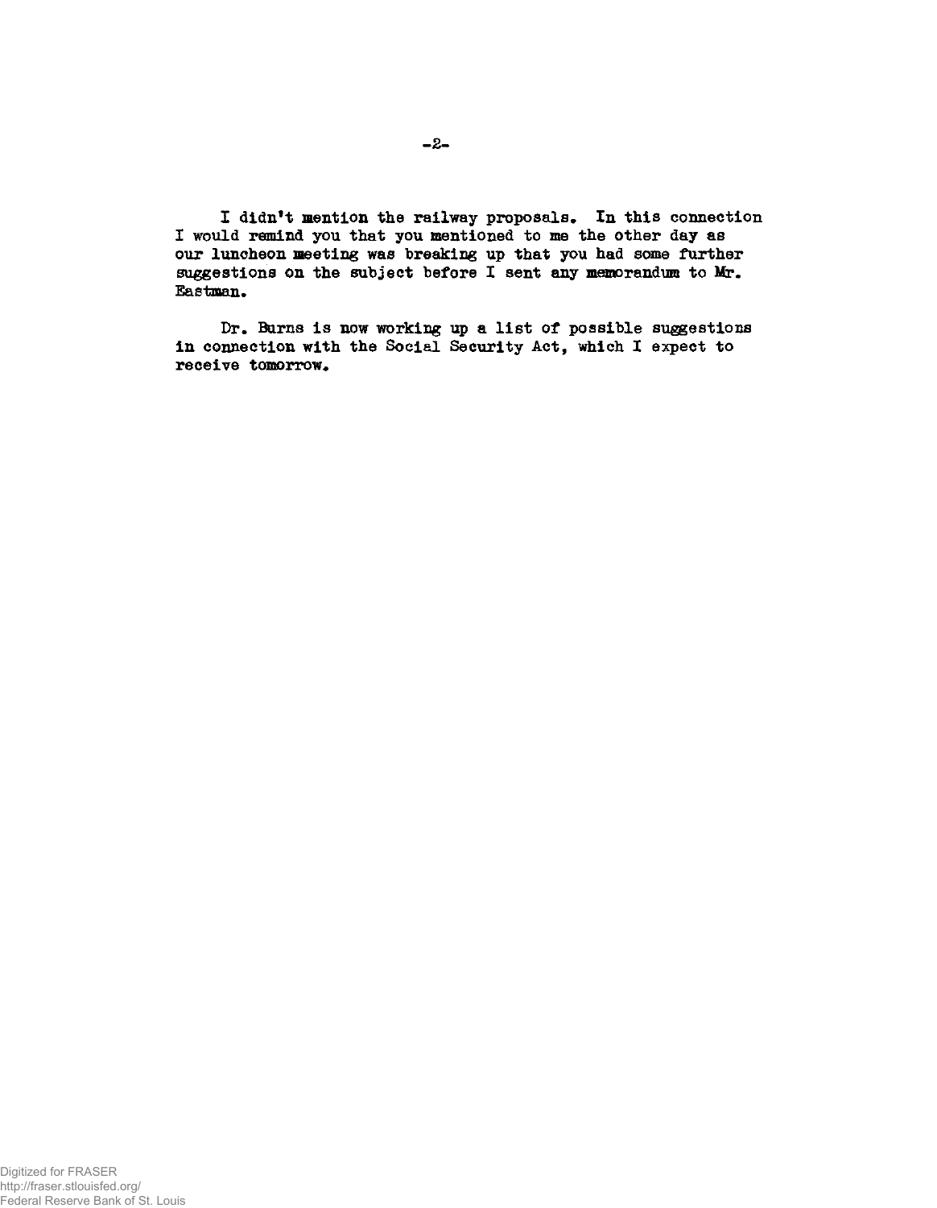I didn't mention the railway proposals. In this connection I would remind you that you mentioned to me the other day as our luncheon meeting was breaking up that you had some further suggestions on the subject before I sent any memorandum to Mr. Eastman.

Dr. Burns is now working up a list of possible suggestions in connection with the Social Security Act, which I expect to receive tomorrow.